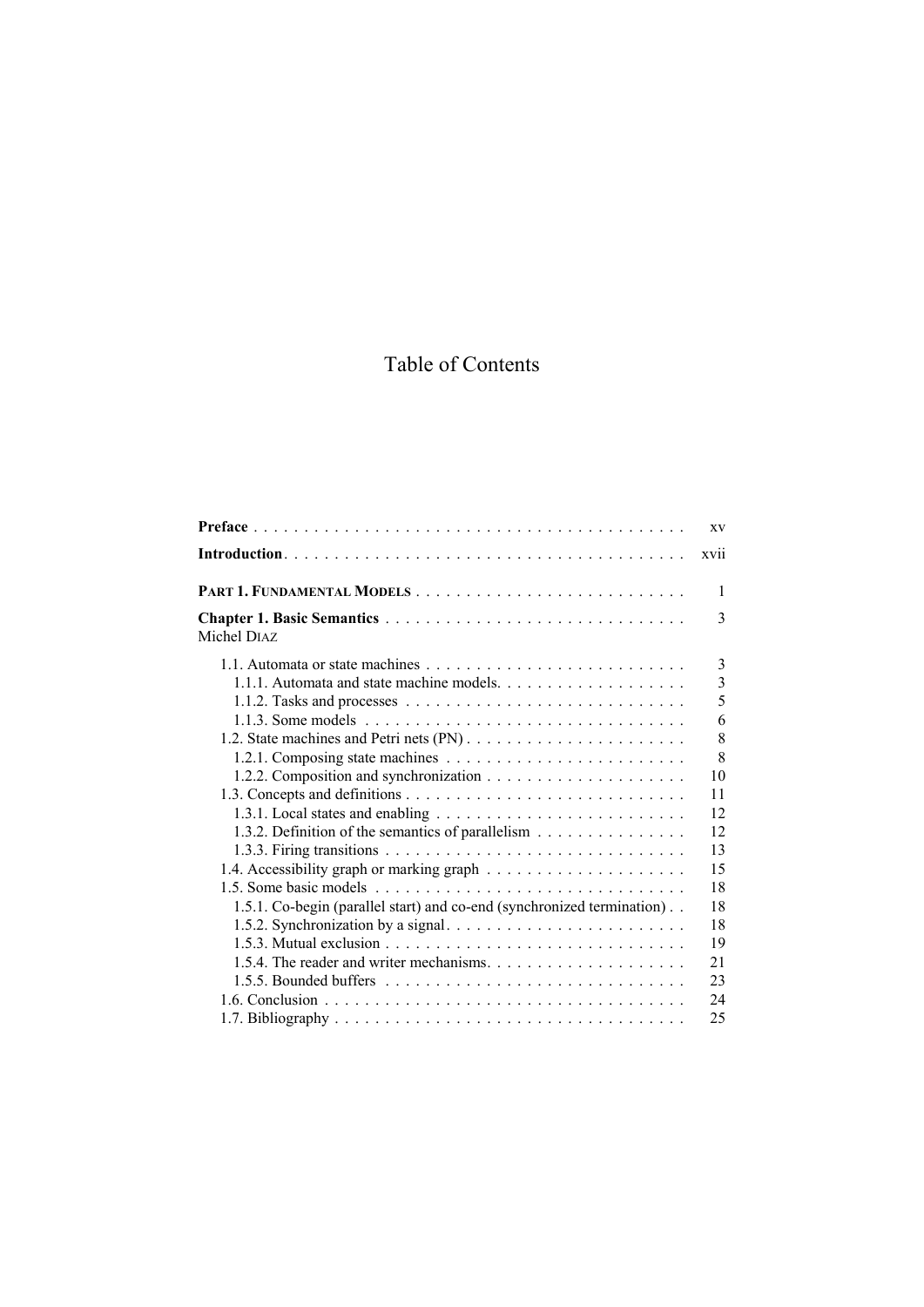# Table of Contents

**Preface** . . . . . . . . . . . . . . . . . . . . . . . . . . . . . . . . . . . . . . . . . . xv

**Introduction** . . . . . . . . . . . . . . . . . . . . . . . . . . . . . . . . . . . . . . . . xvii

**PART 1. FUNDAMENTAL MODELS** . . . . . . . . . . . . . . . . . . . . . . . . . . . 1

**Chapter 1. Basic Semantics** . . . . . . . . . . . . . . . . . . . . . . . . . . . . . . 3
Michel DIAZ

- 1.1. Automata or state machines . . . . . . . . . . . . . . . . . . . . . . . . . . 3
  - 1.1.1. Automata and state machine models. . . . . . . . . . . . . . . . . . . 3
  - 1.1.2. Tasks and processes . . . . . . . . . . . . . . . . . . . . . . . . . . . . 5
  - 1.1.3. Some models . . . . . . . . . . . . . . . . . . . . . . . . . . . . . . . . 6
- 1.2. State machines and Petri nets (PN) . . . . . . . . . . . . . . . . . . . . . . 8
  - 1.2.1. Composing state machines . . . . . . . . . . . . . . . . . . . . . . . . 8
  - 1.2.2. Composition and synchronization . . . . . . . . . . . . . . . . . . . . 10
- 1.3. Concepts and definitions . . . . . . . . . . . . . . . . . . . . . . . . . . . . 11
  - 1.3.1. Local states and enabling . . . . . . . . . . . . . . . . . . . . . . . . . 12
  - 1.3.2. Definition of the semantics of parallelism . . . . . . . . . . . . . . . 12
  - 1.3.3. Firing transitions . . . . . . . . . . . . . . . . . . . . . . . . . . . . . . 13
- 1.4. Accessibility graph or marking graph . . . . . . . . . . . . . . . . . . . . 15
- 1.5. Some basic models . . . . . . . . . . . . . . . . . . . . . . . . . . . . . . . 18
  - 1.5.1. Co-begin (parallel start) and co-end (synchronized termination) . . 18
  - 1.5.2. Synchronization by a signal. . . . . . . . . . . . . . . . . . . . . . . . 18
  - 1.5.3. Mutual exclusion . . . . . . . . . . . . . . . . . . . . . . . . . . . . . . 19
  - 1.5.4. The reader and writer mechanisms. . . . . . . . . . . . . . . . . . . . 21
  - 1.5.5. Bounded buffers . . . . . . . . . . . . . . . . . . . . . . . . . . . . . . 23
- 1.6. Conclusion . . . . . . . . . . . . . . . . . . . . . . . . . . . . . . . . . . . . 24
- 1.7. Bibliography . . . . . . . . . . . . . . . . . . . . . . . . . . . . . . . . . . . 25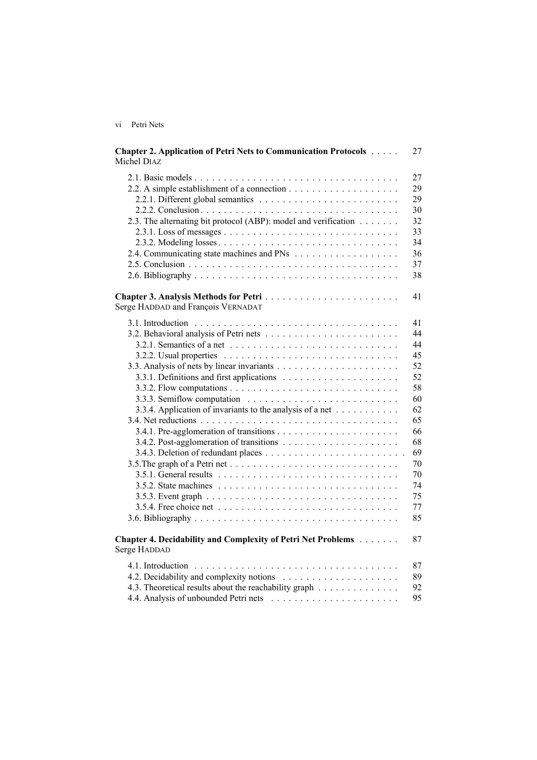**Chapter 2. Application of Petri Nets to Communication Protocols** . . . . . 27
Michel DIAZ

2.1. Basic models . . . . . . . . . . . . . . . . . . . . . . . . . . . . . . . . . . . 27
2.2. A simple establishment of a connection . . . . . . . . . . . . . . . . . . . 29
2.2.1. Different global semantics . . . . . . . . . . . . . . . . . . . . . . . . 29
2.2.2. Conclusion . . . . . . . . . . . . . . . . . . . . . . . . . . . . . . . . . 30
2.3. The alternating bit protocol (ABP): model and verification . . . . . . . 32
2.3.1. Loss of messages . . . . . . . . . . . . . . . . . . . . . . . . . . . . . 33
2.3.2. Modeling losses . . . . . . . . . . . . . . . . . . . . . . . . . . . . . . 34
2.4. Communicating state machines and PNs . . . . . . . . . . . . . . . . . . 36
2.5. Conclusion . . . . . . . . . . . . . . . . . . . . . . . . . . . . . . . . . . . 37
2.6. Bibliography . . . . . . . . . . . . . . . . . . . . . . . . . . . . . . . . . . 38

**Chapter 3. Analysis Methods for Petri** . . . . . . . . . . . . . . . . . . . . . . 41
Serge HADDAD and François VERNADAT

3.1. Introduction . . . . . . . . . . . . . . . . . . . . . . . . . . . . . . . . . . 41
3.2. Behavioral analysis of Petri nets . . . . . . . . . . . . . . . . . . . . . . 44
3.2.1. Semantics of a net . . . . . . . . . . . . . . . . . . . . . . . . . . . . 44
3.2.2. Usual properties . . . . . . . . . . . . . . . . . . . . . . . . . . . . . . 45
3.3. Analysis of nets by linear invariants . . . . . . . . . . . . . . . . . . . . 52
3.3.1. Definitions and first applications . . . . . . . . . . . . . . . . . . . . 52
3.3.2. Flow computations . . . . . . . . . . . . . . . . . . . . . . . . . . . . 58
3.3.3. Semiflow computation . . . . . . . . . . . . . . . . . . . . . . . . . . 60
3.3.4. Application of invariants to the analysis of a net . . . . . . . . . . . 62
3.4. Net reductions . . . . . . . . . . . . . . . . . . . . . . . . . . . . . . . . . 65
3.4.1. Pre-agglomeration of transitions . . . . . . . . . . . . . . . . . . . . 66
3.4.2. Post-agglomeration of transitions . . . . . . . . . . . . . . . . . . . . 68
3.4.3. Deletion of redundant places . . . . . . . . . . . . . . . . . . . . . . . 69
3.5.The graph of a Petri net . . . . . . . . . . . . . . . . . . . . . . . . . . . . 70
3.5.1. General results . . . . . . . . . . . . . . . . . . . . . . . . . . . . . . . 70
3.5.2. State machines . . . . . . . . . . . . . . . . . . . . . . . . . . . . . . . 74
3.5.3. Event graph . . . . . . . . . . . . . . . . . . . . . . . . . . . . . . . . . 75
3.5.4. Free choice net . . . . . . . . . . . . . . . . . . . . . . . . . . . . . . . 77
3.6. Bibliography . . . . . . . . . . . . . . . . . . . . . . . . . . . . . . . . . . 85

**Chapter 4. Decidability and Complexity of Petri Net Problems** . . . . . . . 87
Serge HADDAD

4.1. Introduction . . . . . . . . . . . . . . . . . . . . . . . . . . . . . . . . . . 87
4.2. Decidability and complexity notions . . . . . . . . . . . . . . . . . . . . 89
4.3. Theoretical results about the reachability graph . . . . . . . . . . . . . 92
4.4. Analysis of unbounded Petri nets . . . . . . . . . . . . . . . . . . . . . . 95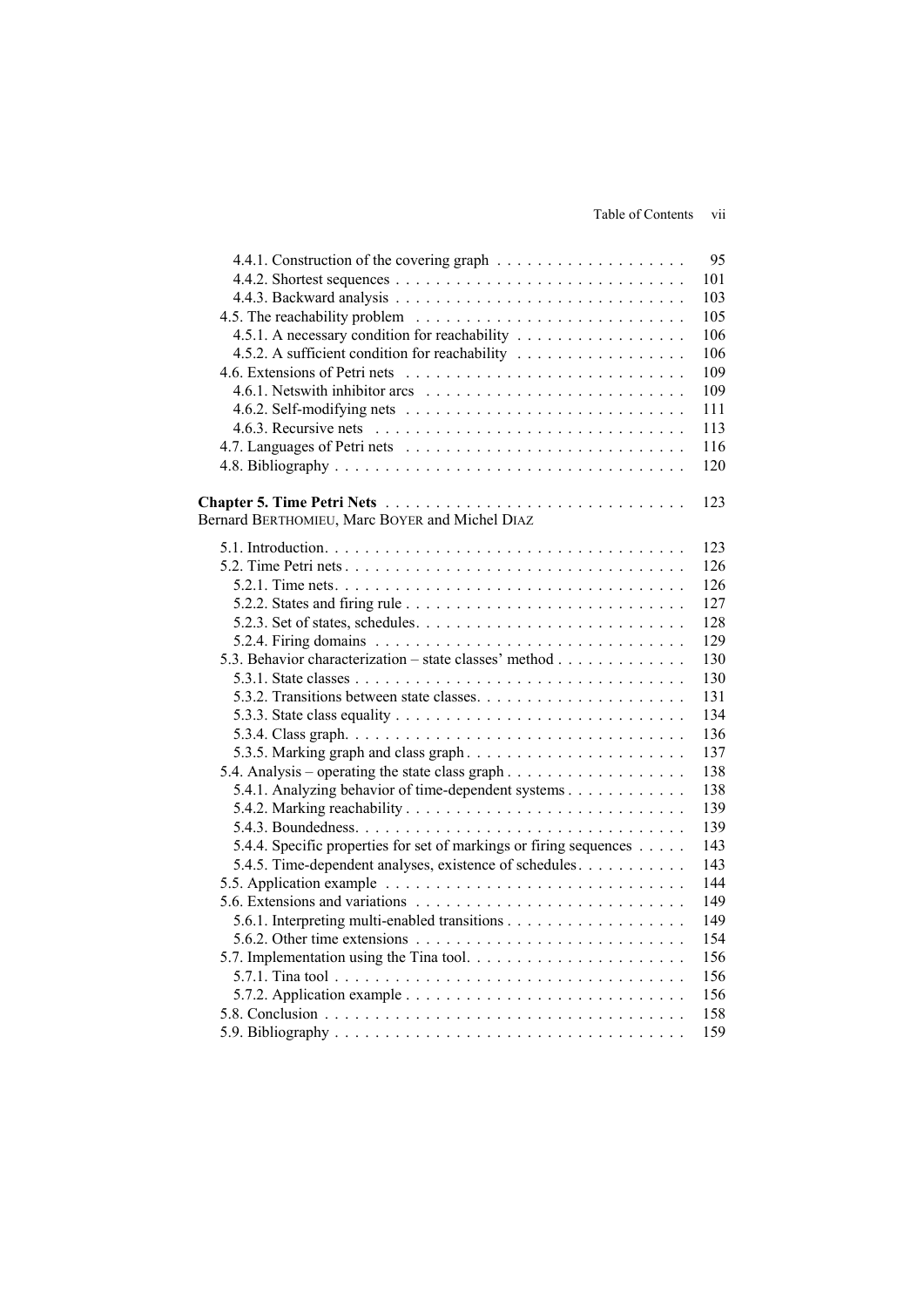4.4.1. Construction of the covering graph . . . . . . . . . . . . . . . . . . . 95
4.4.2. Shortest sequences . . . . . . . . . . . . . . . . . . . . . . . . . . . . . 101
4.4.3. Backward analysis . . . . . . . . . . . . . . . . . . . . . . . . . . . . . 103
4.5. The reachability problem . . . . . . . . . . . . . . . . . . . . . . . . . . . 105
4.5.1. A necessary condition for reachability . . . . . . . . . . . . . . . . . 106
4.5.2. A sufficient condition for reachability . . . . . . . . . . . . . . . . . 106
4.6. Extensions of Petri nets . . . . . . . . . . . . . . . . . . . . . . . . . . . 109
4.6.1. Netswith inhibitor arcs . . . . . . . . . . . . . . . . . . . . . . . . . . 109
4.6.2. Self-modifying nets . . . . . . . . . . . . . . . . . . . . . . . . . . . . 111
4.6.3. Recursive nets . . . . . . . . . . . . . . . . . . . . . . . . . . . . . . . 113
4.7. Languages of Petri nets . . . . . . . . . . . . . . . . . . . . . . . . . . . 116
4.8. Bibliography . . . . . . . . . . . . . . . . . . . . . . . . . . . . . . . . . . 120

**Chapter 5. Time Petri Nets** . . . . . . . . . . . . . . . . . . . . . . . . . . . . . 123
Bernard BERTHOMIEU, Marc BOYER and Michel DIAZ

5.1. Introduction. . . . . . . . . . . . . . . . . . . . . . . . . . . . . . . . . . . 123
5.2. Time Petri nets . . . . . . . . . . . . . . . . . . . . . . . . . . . . . . . . . 126
5.2.1. Time nets. . . . . . . . . . . . . . . . . . . . . . . . . . . . . . . . . . . 126
5.2.2. States and firing rule . . . . . . . . . . . . . . . . . . . . . . . . . . . 127
5.2.3. Set of states, schedules. . . . . . . . . . . . . . . . . . . . . . . . . . . 128
5.2.4. Firing domains . . . . . . . . . . . . . . . . . . . . . . . . . . . . . . . 129
5.3. Behavior characterization – state classes' method . . . . . . . . . . . . 130
5.3.1. State classes . . . . . . . . . . . . . . . . . . . . . . . . . . . . . . . . 130
5.3.2. Transitions between state classes. . . . . . . . . . . . . . . . . . . . . 131
5.3.3. State class equality . . . . . . . . . . . . . . . . . . . . . . . . . . . . 134
5.3.4. Class graph. . . . . . . . . . . . . . . . . . . . . . . . . . . . . . . . . . 136
5.3.5. Marking graph and class graph . . . . . . . . . . . . . . . . . . . . . . 137
5.4. Analysis – operating the state class graph . . . . . . . . . . . . . . . . . 138
5.4.1. Analyzing behavior of time-dependent systems . . . . . . . . . . . . 138
5.4.2. Marking reachability . . . . . . . . . . . . . . . . . . . . . . . . . . . . 139
5.4.3. Boundedness. . . . . . . . . . . . . . . . . . . . . . . . . . . . . . . . . 139
5.4.4. Specific properties for set of markings or firing sequences . . . . . 143
5.4.5. Time-dependent analyses, existence of schedules. . . . . . . . . . . 143
5.5. Application example . . . . . . . . . . . . . . . . . . . . . . . . . . . . . 144
5.6. Extensions and variations . . . . . . . . . . . . . . . . . . . . . . . . . . 149
5.6.1. Interpreting multi-enabled transitions . . . . . . . . . . . . . . . . . . 149
5.6.2. Other time extensions . . . . . . . . . . . . . . . . . . . . . . . . . . . 154
5.7. Implementation using the Tina tool. . . . . . . . . . . . . . . . . . . . . . 156
5.7.1. Tina tool . . . . . . . . . . . . . . . . . . . . . . . . . . . . . . . . . . . 156
5.7.2. Application example . . . . . . . . . . . . . . . . . . . . . . . . . . . . 156
5.8. Conclusion . . . . . . . . . . . . . . . . . . . . . . . . . . . . . . . . . . . 158
5.9. Bibliography . . . . . . . . . . . . . . . . . . . . . . . . . . . . . . . . . . 159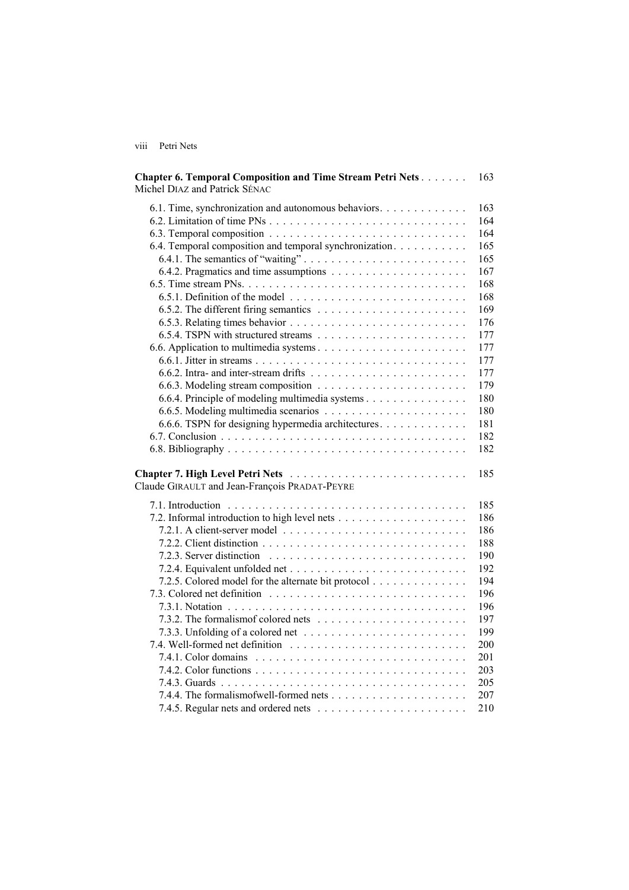**Chapter 6. Temporal Composition and Time Stream Petri Nets** . . . . . . . 163
Michel DIAZ and Patrick SÉNAC

6.1. Time, synchronization and autonomous behaviors. . . . . . . . . . . . . 163
6.2. Limitation of time PNs . . . . . . . . . . . . . . . . . . . . . . . . . . . . . 164
6.3. Temporal composition . . . . . . . . . . . . . . . . . . . . . . . . . . . . . 164
6.4. Temporal composition and temporal synchronization . . . . . . . . . . . 165
6.4.1. The semantics of "waiting" . . . . . . . . . . . . . . . . . . . . . . . . 165
6.4.2. Pragmatics and time assumptions . . . . . . . . . . . . . . . . . . . . 167
6.5. Time stream PNs. . . . . . . . . . . . . . . . . . . . . . . . . . . . . . . . 168
6.5.1. Definition of the model . . . . . . . . . . . . . . . . . . . . . . . . . . 168
6.5.2. The different firing semantics . . . . . . . . . . . . . . . . . . . . . . 169
6.5.3. Relating times behavior . . . . . . . . . . . . . . . . . . . . . . . . . . 176
6.5.4. TSPN with structured streams . . . . . . . . . . . . . . . . . . . . . . 177
6.6. Application to multimedia systems . . . . . . . . . . . . . . . . . . . . . . 177
6.6.1. Jitter in streams . . . . . . . . . . . . . . . . . . . . . . . . . . . . . . . 177
6.6.2. Intra- and inter-stream drifts . . . . . . . . . . . . . . . . . . . . . . . 177
6.6.3. Modeling stream composition . . . . . . . . . . . . . . . . . . . . . . 179
6.6.4. Principle of modeling multimedia systems . . . . . . . . . . . . . . . 180
6.6.5. Modeling multimedia scenarios . . . . . . . . . . . . . . . . . . . . . 180
6.6.6. TSPN for designing hypermedia architectures. . . . . . . . . . . . . 181
6.7. Conclusion . . . . . . . . . . . . . . . . . . . . . . . . . . . . . . . . . . . 182
6.8. Bibliography . . . . . . . . . . . . . . . . . . . . . . . . . . . . . . . . . . 182

**Chapter 7. High Level Petri Nets** . . . . . . . . . . . . . . . . . . . . . . . . . 185
Claude GIRAULT and Jean-François PRADAT-PEYRE

7.1. Introduction . . . . . . . . . . . . . . . . . . . . . . . . . . . . . . . . . . . 185
7.2. Informal introduction to high level nets . . . . . . . . . . . . . . . . . . . 186
7.2.1. A client-server model . . . . . . . . . . . . . . . . . . . . . . . . . . . 186
7.2.2. Client distinction . . . . . . . . . . . . . . . . . . . . . . . . . . . . . . 188
7.2.3. Server distinction . . . . . . . . . . . . . . . . . . . . . . . . . . . . . 190
7.2.4. Equivalent unfolded net . . . . . . . . . . . . . . . . . . . . . . . . . . 192
7.2.5. Colored model for the alternate bit protocol . . . . . . . . . . . . . . 194
7.3. Colored net definition . . . . . . . . . . . . . . . . . . . . . . . . . . . . . 196
7.3.1. Notation . . . . . . . . . . . . . . . . . . . . . . . . . . . . . . . . . . . 196
7.3.2. The formalismof colored nets . . . . . . . . . . . . . . . . . . . . . . 197
7.3.3. Unfolding of a colored net . . . . . . . . . . . . . . . . . . . . . . . . 199
7.4. Well-formed net definition . . . . . . . . . . . . . . . . . . . . . . . . . . 200
7.4.1. Color domains . . . . . . . . . . . . . . . . . . . . . . . . . . . . . . . 201
7.4.2. Color functions . . . . . . . . . . . . . . . . . . . . . . . . . . . . . . . 203
7.4.3. Guards . . . . . . . . . . . . . . . . . . . . . . . . . . . . . . . . . . . . 205
7.4.4. The formalismofwell-formed nets . . . . . . . . . . . . . . . . . . . . 207
7.4.5. Regular nets and ordered nets . . . . . . . . . . . . . . . . . . . . . . 210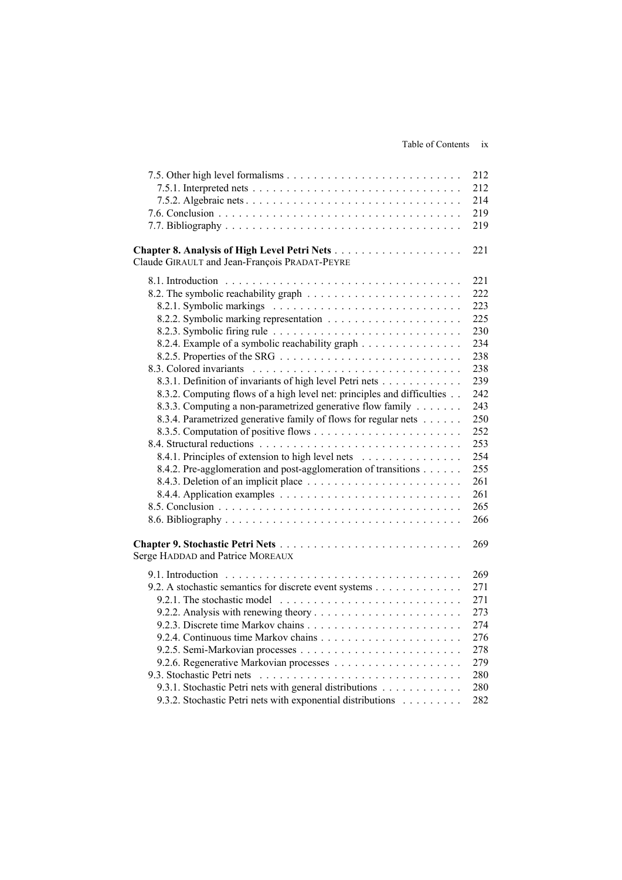7.5. Other high level formalisms . . . . . . . . . . 212
7.5.1. Interpreted nets . . . . . . . . . . 212
7.5.2. Algebraic nets . . . . . . . . . . 214
7.6. Conclusion . . . . . . . . . . 219
7.7. Bibliography . . . . . . . . . . 219

**Chapter 8. Analysis of High Level Petri Nets** . . . . . . . . . . 221
Claude GIRAULT and Jean-François PRADAT-PEYRE

8.1. Introduction . . . . . . . . . . 221
8.2. The symbolic reachability graph . . . . . . . . . . 222
8.2.1. Symbolic markings . . . . . . . . . . 223
8.2.2. Symbolic marking representation . . . . . . . . . . 225
8.2.3. Symbolic firing rule . . . . . . . . . . 230
8.2.4. Example of a symbolic reachability graph . . . . . . . . . . 234
8.2.5. Properties of the SRG . . . . . . . . . . 238
8.3. Colored invariants . . . . . . . . . . 238
8.3.1. Definition of invariants of high level Petri nets . . . . . . . . . . 239
8.3.2. Computing flows of a high level net: principles and difficulties . . 242
8.3.3. Computing a non-parametrized generative flow family . . . . . . . . . . 243
8.3.4. Parametrized generative family of flows for regular nets . . . . . . . . . . 250
8.3.5. Computation of positive flows . . . . . . . . . . 252
8.4. Structural reductions . . . . . . . . . . 253
8.4.1. Principles of extension to high level nets . . . . . . . . . . 254
8.4.2. Pre-agglomeration and post-agglomeration of transitions . . . . . . . . . . 255
8.4.3. Deletion of an implicit place . . . . . . . . . . 261
8.4.4. Application examples . . . . . . . . . . 261
8.5. Conclusion . . . . . . . . . . 265
8.6. Bibliography . . . . . . . . . . 266

**Chapter 9. Stochastic Petri Nets** . . . . . . . . . . 269
Serge HADDAD and Patrice MOREAUX

9.1. Introduction . . . . . . . . . . 269
9.2. A stochastic semantics for discrete event systems . . . . . . . . . . 271
9.2.1. The stochastic model . . . . . . . . . . 271
9.2.2. Analysis with renewing theory . . . . . . . . . . 273
9.2.3. Discrete time Markov chains . . . . . . . . . . 274
9.2.4. Continuous time Markov chains . . . . . . . . . . 276
9.2.5. Semi-Markovian processes . . . . . . . . . . 278
9.2.6. Regenerative Markovian processes . . . . . . . . . . 279
9.3. Stochastic Petri nets . . . . . . . . . . 280
9.3.1. Stochastic Petri nets with general distributions . . . . . . . . . . 280
9.3.2. Stochastic Petri nets with exponential distributions . . . . . . . . . . 282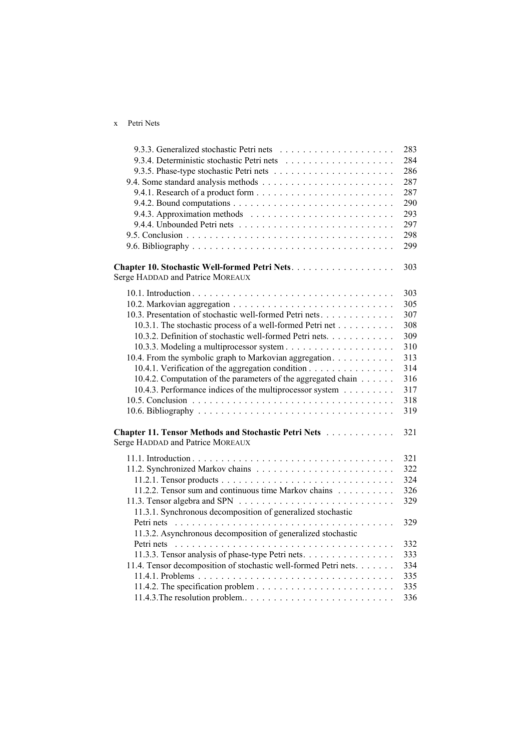9.3.3. Generalized stochastic Petri nets . . . . . . . . . . . . . . . . . . . . 283
9.3.4. Deterministic stochastic Petri nets . . . . . . . . . . . . . . . . . . . 284
9.3.5. Phase-type stochastic Petri nets . . . . . . . . . . . . . . . . . . . . . 286
9.4. Some standard analysis methods . . . . . . . . . . . . . . . . . . . . . . . 287
9.4.1. Research of a product form . . . . . . . . . . . . . . . . . . . . . . . . 287
9.4.2. Bound computations . . . . . . . . . . . . . . . . . . . . . . . . . . . . 290
9.4.3. Approximation methods . . . . . . . . . . . . . . . . . . . . . . . . . 293
9.4.4. Unbounded Petri nets . . . . . . . . . . . . . . . . . . . . . . . . . . . 297
9.5. Conclusion . . . . . . . . . . . . . . . . . . . . . . . . . . . . . . . . . . . . 298
9.6. Bibliography . . . . . . . . . . . . . . . . . . . . . . . . . . . . . . . . . . 299

**Chapter 10. Stochastic Well-formed Petri Nets** . . . . . . . . . . . . . . . . . . 303
Serge HADDAD and Patrice MOREAUX

10.1. Introduction . . . . . . . . . . . . . . . . . . . . . . . . . . . . . . . . . . . 303
10.2. Markovian aggregation . . . . . . . . . . . . . . . . . . . . . . . . . . . . 305
10.3. Presentation of stochastic well-formed Petri nets . . . . . . . . . . . . . 307
10.3.1. The stochastic process of a well-formed Petri net . . . . . . . . . . 308
10.3.2. Definition of stochastic well-formed Petri nets. . . . . . . . . . . . 309
10.3.3. Modeling a multiprocessor system . . . . . . . . . . . . . . . . . . . 310
10.4. From the symbolic graph to Markovian aggregation . . . . . . . . . . . 313
10.4.1. Verification of the aggregation condition . . . . . . . . . . . . . . . 314
10.4.2. Computation of the parameters of the aggregated chain . . . . . . 316
10.4.3. Performance indices of the multiprocessor system . . . . . . . . . 317
10.5. Conclusion . . . . . . . . . . . . . . . . . . . . . . . . . . . . . . . . . . . 318
10.6. Bibliography . . . . . . . . . . . . . . . . . . . . . . . . . . . . . . . . . . 319

**Chapter 11. Tensor Methods and Stochastic Petri Nets** . . . . . . . . . . . . 321
Serge HADDAD and Patrice MOREAUX

11.1. Introduction . . . . . . . . . . . . . . . . . . . . . . . . . . . . . . . . . . . 321
11.2. Synchronized Markov chains . . . . . . . . . . . . . . . . . . . . . . . . . 322
11.2.1. Tensor products . . . . . . . . . . . . . . . . . . . . . . . . . . . . . . 324
11.2.2. Tensor sum and continuous time Markov chains . . . . . . . . . . 326
11.3. Tensor algebra and SPN . . . . . . . . . . . . . . . . . . . . . . . . . . . . 329
11.3.1. Synchronous decomposition of generalized stochastic Petri nets . . . . . . . . . . . . . . . . . . . . . . . . . . . . . . . . . . . . . . . . 329
11.3.2. Asynchronous decomposition of generalized stochastic Petri nets . . . . . . . . . . . . . . . . . . . . . . . . . . . . . . . . . . . . . . . . 332
11.3.3. Tensor analysis of phase-type Petri nets. . . . . . . . . . . . . . . . 333
11.4. Tensor decomposition of stochastic well-formed Petri nets. . . . . . . 334
11.4.1. Problems . . . . . . . . . . . . . . . . . . . . . . . . . . . . . . . . . . . 335
11.4.2. The specification problem . . . . . . . . . . . . . . . . . . . . . . . . 335
11.4.3.The resolution problem.. . . . . . . . . . . . . . . . . . . . . . . . . . 336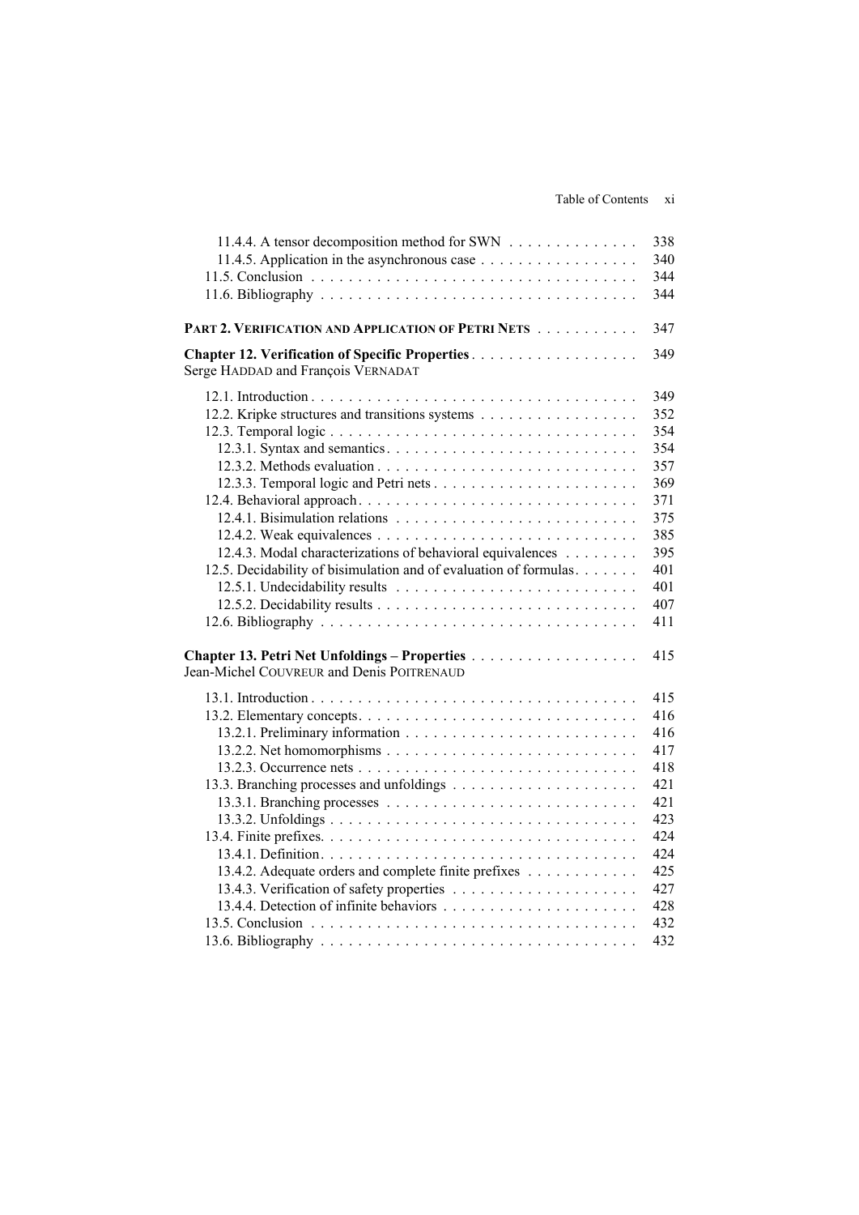11.4.4. A tensor decomposition method for SWN . . . . . . . . . . . . . . 338
11.4.5. Application in the asynchronous case . . . . . . . . . . . . . . . . . 340
11.5. Conclusion . . . . . . . . . . . . . . . . . . . . . . . . . . . . . . . . . . 344
11.6. Bibliography . . . . . . . . . . . . . . . . . . . . . . . . . . . . . . . . . 344

**PART 2. VERIFICATION AND APPLICATION OF PETRI NETS** . . . . . . . . . . . 347

**Chapter 12. Verification of Specific Properties** . . . . . . . . . . . . . . . . . . 349
Serge HADDAD and François VERNADAT

12.1. Introduction . . . . . . . . . . . . . . . . . . . . . . . . . . . . . . . . . 349
12.2. Kripke structures and transitions systems . . . . . . . . . . . . . . . . 352
12.3. Temporal logic . . . . . . . . . . . . . . . . . . . . . . . . . . . . . . . . 354
12.3.1. Syntax and semantics . . . . . . . . . . . . . . . . . . . . . . . . . . 354
12.3.2. Methods evaluation . . . . . . . . . . . . . . . . . . . . . . . . . . . 357
12.3.3. Temporal logic and Petri nets . . . . . . . . . . . . . . . . . . . . . . 369
12.4. Behavioral approach . . . . . . . . . . . . . . . . . . . . . . . . . . . . . 371
12.4.1. Bisimulation relations . . . . . . . . . . . . . . . . . . . . . . . . . . 375
12.4.2. Weak equivalences . . . . . . . . . . . . . . . . . . . . . . . . . . . . 385
12.4.3. Modal characterizations of behavioral equivalences . . . . . . . . . 395
12.5. Decidability of bisimulation and of evaluation of formulas . . . . . . . 401
12.5.1. Undecidability results . . . . . . . . . . . . . . . . . . . . . . . . . . 401
12.5.2. Decidability results . . . . . . . . . . . . . . . . . . . . . . . . . . . . 407
12.6. Bibliography . . . . . . . . . . . . . . . . . . . . . . . . . . . . . . . . . 411

**Chapter 13. Petri Net Unfoldings – Properties** . . . . . . . . . . . . . . . . . . 415
Jean-Michel COUVREUR and Denis POITRENAUD

13.1. Introduction . . . . . . . . . . . . . . . . . . . . . . . . . . . . . . . . . 415
13.2. Elementary concepts . . . . . . . . . . . . . . . . . . . . . . . . . . . . . 416
13.2.1. Preliminary information . . . . . . . . . . . . . . . . . . . . . . . . . 416
13.2.2. Net homomorphisms . . . . . . . . . . . . . . . . . . . . . . . . . . . 417
13.2.3. Occurrence nets . . . . . . . . . . . . . . . . . . . . . . . . . . . . . 418
13.3. Branching processes and unfoldings . . . . . . . . . . . . . . . . . . . . 421
13.3.1. Branching processes . . . . . . . . . . . . . . . . . . . . . . . . . . . 421
13.3.2. Unfoldings . . . . . . . . . . . . . . . . . . . . . . . . . . . . . . . . . 423
13.4. Finite prefixes . . . . . . . . . . . . . . . . . . . . . . . . . . . . . . . . . 424
13.4.1. Definition . . . . . . . . . . . . . . . . . . . . . . . . . . . . . . . . . 424
13.4.2. Adequate orders and complete finite prefixes . . . . . . . . . . . . . 425
13.4.3. Verification of safety properties . . . . . . . . . . . . . . . . . . . . . 427
13.4.4. Detection of infinite behaviors . . . . . . . . . . . . . . . . . . . . . . 428
13.5. Conclusion . . . . . . . . . . . . . . . . . . . . . . . . . . . . . . . . . . 432
13.6. Bibliography . . . . . . . . . . . . . . . . . . . . . . . . . . . . . . . . . 432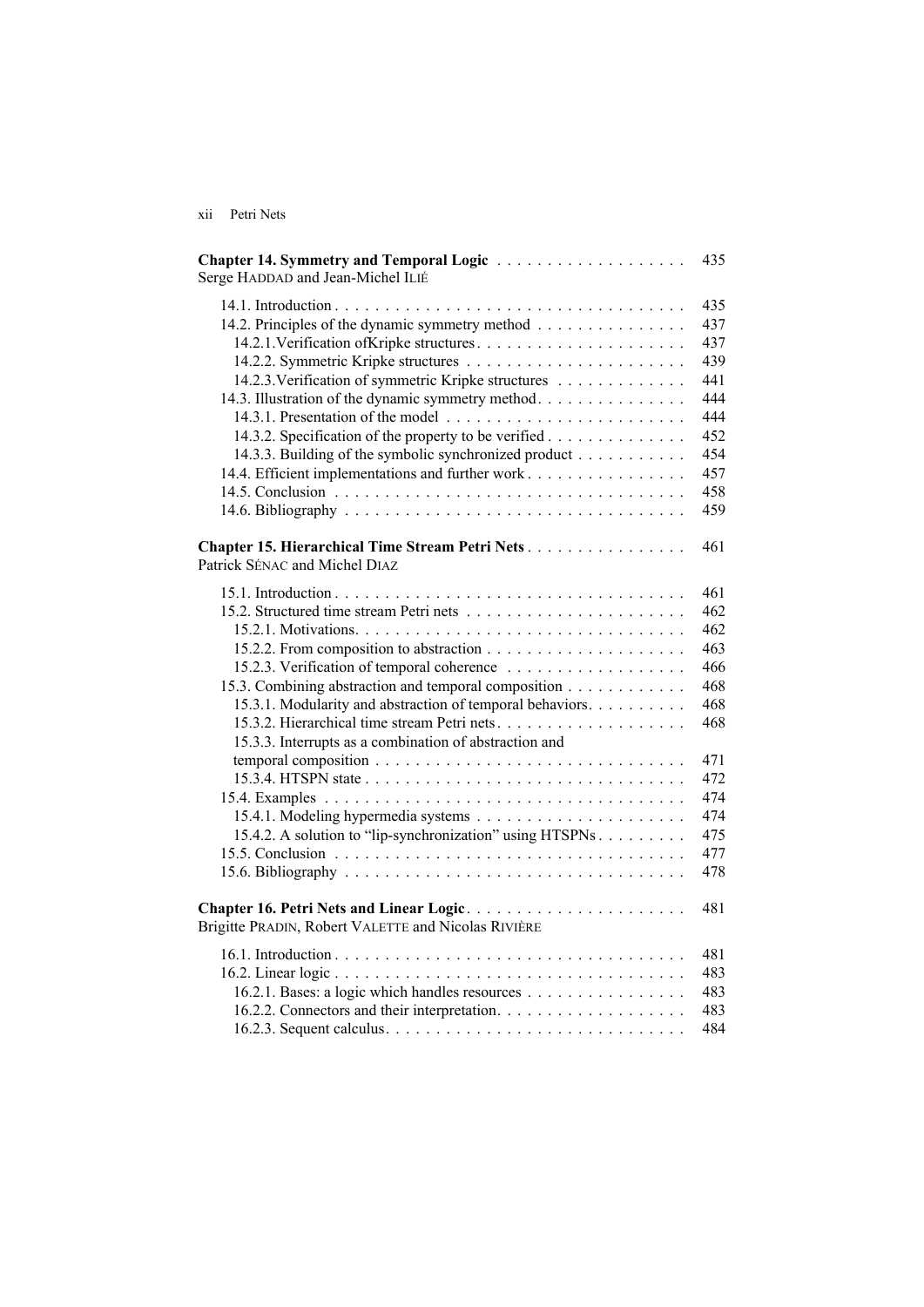**Chapter 14. Symmetry and Temporal Logic** 435
Serge HADDAD and Jean-Michel ILIÉ

14.1. Introduction 435
14.2. Principles of the dynamic symmetry method 437
14.2.1. Verification ofKripke structures 437
14.2.2. Symmetric Kripke structures 439
14.2.3. Verification of symmetric Kripke structures 441
14.3. Illustration of the dynamic symmetry method 444
14.3.1. Presentation of the model 444
14.3.2. Specification of the property to be verified 452
14.3.3. Building of the symbolic synchronized product 454
14.4. Efficient implementations and further work 457
14.5. Conclusion 458
14.6. Bibliography 459

**Chapter 15. Hierarchical Time Stream Petri Nets** 461
Patrick SÉNAC and Michel DIAZ

15.1. Introduction 461
15.2. Structured time stream Petri nets 462
15.2.1. Motivations 462
15.2.2. From composition to abstraction 463
15.2.3. Verification of temporal coherence 466
15.3. Combining abstraction and temporal composition 468
15.3.1. Modularity and abstraction of temporal behaviors 468
15.3.2. Hierarchical time stream Petri nets 468
15.3.3. Interrupts as a combination of abstraction and temporal composition 471
15.3.4. HTSPN state 472
15.4. Examples 474
15.4.1. Modeling hypermedia systems 474
15.4.2. A solution to "lip-synchronization" using HTSPNs 475
15.5. Conclusion 477
15.6. Bibliography 478

**Chapter 16. Petri Nets and Linear Logic** 481
Brigitte PRADIN, Robert VALETTE and Nicolas RIVIÈRE

16.1. Introduction 481
16.2. Linear logic 483
16.2.1. Bases: a logic which handles resources 483
16.2.2. Connectors and their interpretation 483
16.2.3. Sequent calculus 484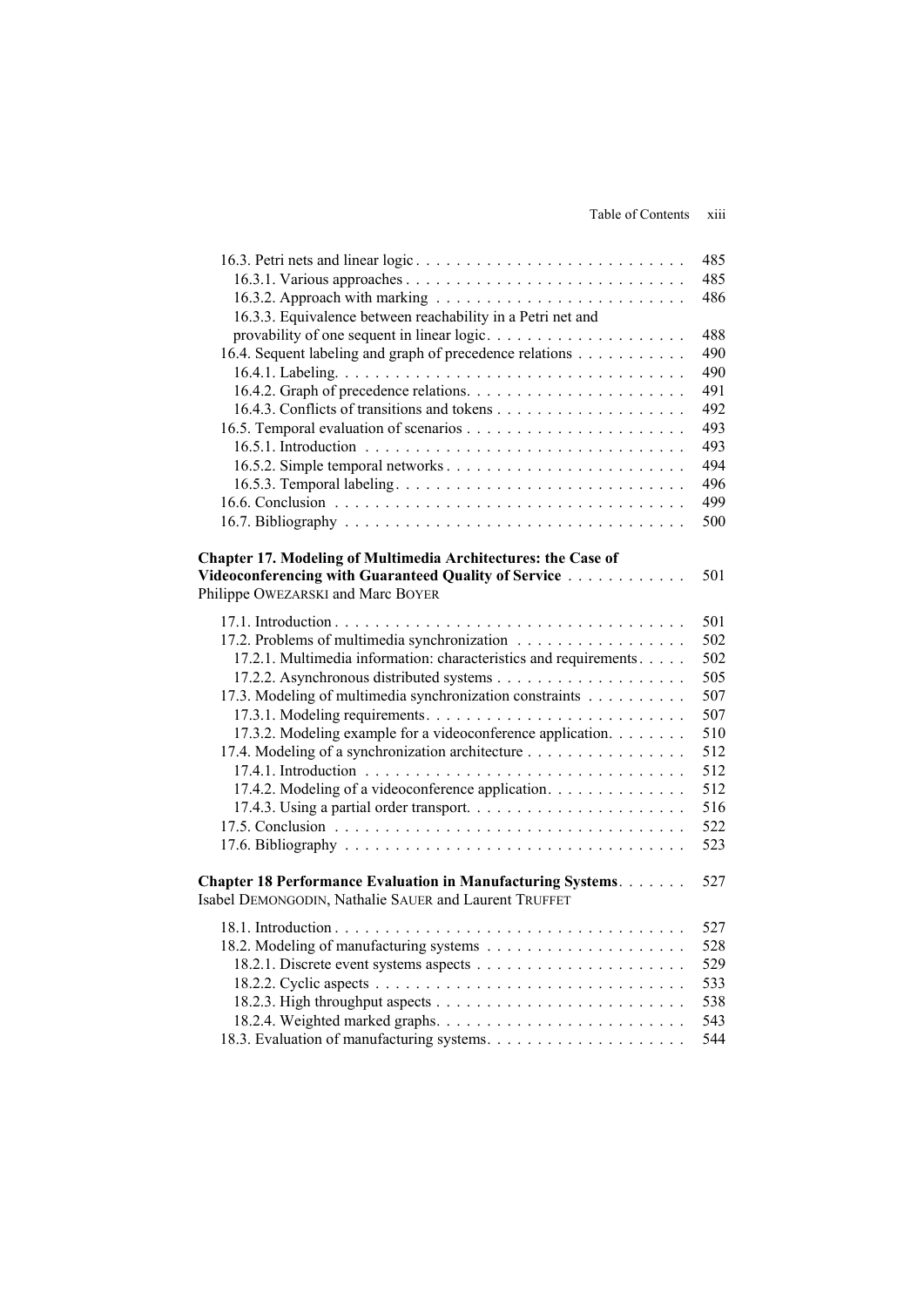16.3. Petri nets and linear logic . . . . . . . . . . . . . . . . . . . . . . . . . . . 485
16.3.1. Various approaches . . . . . . . . . . . . . . . . . . . . . . . . . . . 485
16.3.2. Approach with marking . . . . . . . . . . . . . . . . . . . . . . . . . 486
16.3.3. Equivalence between reachability in a Petri net and provability of one sequent in linear logic . . . . . . . . . . . . . . . . . . . . 488
16.4. Sequent labeling and graph of precedence relations . . . . . . . . . . . 490
16.4.1. Labeling . . . . . . . . . . . . . . . . . . . . . . . . . . . . . . . . . . 490
16.4.2. Graph of precedence relations . . . . . . . . . . . . . . . . . . . . . . 491
16.4.3. Conflicts of transitions and tokens . . . . . . . . . . . . . . . . . . . 492
16.5. Temporal evaluation of scenarios . . . . . . . . . . . . . . . . . . . . . . 493
16.5.1. Introduction . . . . . . . . . . . . . . . . . . . . . . . . . . . . . . . . 493
16.5.2. Simple temporal networks . . . . . . . . . . . . . . . . . . . . . . . . 494
16.5.3. Temporal labeling . . . . . . . . . . . . . . . . . . . . . . . . . . . . . 496
16.6. Conclusion . . . . . . . . . . . . . . . . . . . . . . . . . . . . . . . . . . 499
16.7. Bibliography . . . . . . . . . . . . . . . . . . . . . . . . . . . . . . . . . 500

**Chapter 17. Modeling of Multimedia Architectures: the Case of Videoconferencing with Guaranteed Quality of Service** . . . . . . . . . . . . 501
Philippe OWEZARSKI and Marc BOYER

17.1. Introduction . . . . . . . . . . . . . . . . . . . . . . . . . . . . . . . . . . 501
17.2. Problems of multimedia synchronization . . . . . . . . . . . . . . . . . 502
17.2.1. Multimedia information: characteristics and requirements . . . . . 502
17.2.2. Asynchronous distributed systems . . . . . . . . . . . . . . . . . . . 505
17.3. Modeling of multimedia synchronization constraints . . . . . . . . . . 507
17.3.1. Modeling requirements . . . . . . . . . . . . . . . . . . . . . . . . . . 507
17.3.2. Modeling example for a videoconference application . . . . . . . . 510
17.4. Modeling of a synchronization architecture . . . . . . . . . . . . . . . . 512
17.4.1. Introduction . . . . . . . . . . . . . . . . . . . . . . . . . . . . . . . . 512
17.4.2. Modeling of a videoconference application . . . . . . . . . . . . . . 512
17.4.3. Using a partial order transport . . . . . . . . . . . . . . . . . . . . . . 516
17.5. Conclusion . . . . . . . . . . . . . . . . . . . . . . . . . . . . . . . . . . 522
17.6. Bibliography . . . . . . . . . . . . . . . . . . . . . . . . . . . . . . . . . 523

**Chapter 18 Performance Evaluation in Manufacturing Systems** . . . . . . . 527
Isabel DEMONGODIN, Nathalie SAUER and Laurent TRUFFET

18.1. Introduction . . . . . . . . . . . . . . . . . . . . . . . . . . . . . . . . . . 527
18.2. Modeling of manufacturing systems . . . . . . . . . . . . . . . . . . . . 528
18.2.1. Discrete event systems aspects . . . . . . . . . . . . . . . . . . . . . 529
18.2.2. Cyclic aspects . . . . . . . . . . . . . . . . . . . . . . . . . . . . . . . 533
18.2.3. High throughput aspects . . . . . . . . . . . . . . . . . . . . . . . . . 538
18.2.4. Weighted marked graphs . . . . . . . . . . . . . . . . . . . . . . . . . 543
18.3. Evaluation of manufacturing systems . . . . . . . . . . . . . . . . . . . 544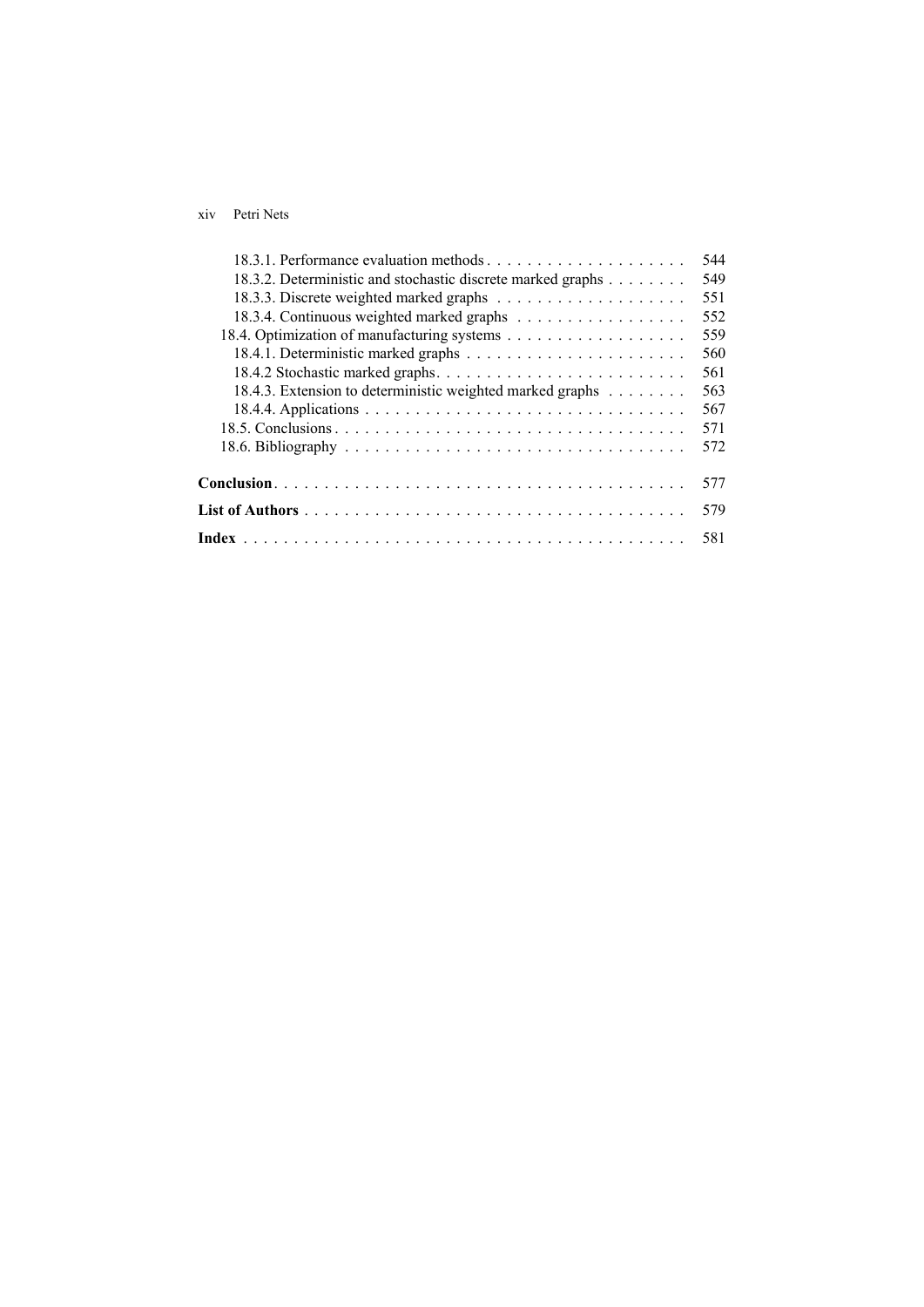18.3.1. Performance evaluation methods . . . . . . . . . . . . . . . . . . . . 544
18.3.2. Deterministic and stochastic discrete marked graphs . . . . . . . . 549
18.3.3. Discrete weighted marked graphs . . . . . . . . . . . . . . . . . . . 551
18.3.4. Continuous weighted marked graphs . . . . . . . . . . . . . . . . . 552
18.4. Optimization of manufacturing systems . . . . . . . . . . . . . . . . . . 559
18.4.1. Deterministic marked graphs . . . . . . . . . . . . . . . . . . . . . . 560
18.4.2 Stochastic marked graphs. . . . . . . . . . . . . . . . . . . . . . . . . 561
18.4.3. Extension to deterministic weighted marked graphs . . . . . . . . 563
18.4.4. Applications . . . . . . . . . . . . . . . . . . . . . . . . . . . . . . . 567
18.5. Conclusions . . . . . . . . . . . . . . . . . . . . . . . . . . . . . . . . . . 571
18.6. Bibliography . . . . . . . . . . . . . . . . . . . . . . . . . . . . . . . . . 572

**Conclusion** . . . . . . . . . . . . . . . . . . . . . . . . . . . . . . . . . . . . . . . . 577

**List of Authors** . . . . . . . . . . . . . . . . . . . . . . . . . . . . . . . . . . . . . 579

**Index** . . . . . . . . . . . . . . . . . . . . . . . . . . . . . . . . . . . . . . . . . . . 581